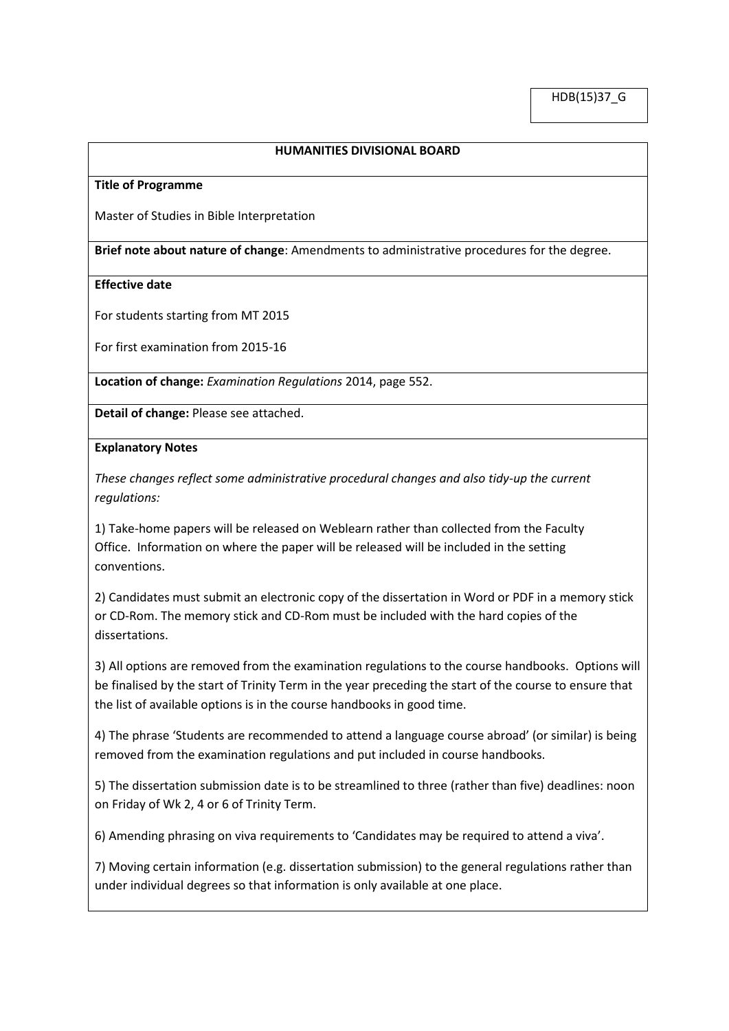HDB(15)37_G

**HUMANITIES DIVISIONAL BOARD**

**Title of Programme**

Master of Studies in Bible Interpretation

**Brief note about nature of change**: Amendments to administrative procedures for the degree.

**Effective date**

For students starting from MT 2015

For first examination from 2015-16

**Location of change:** *Examination Regulations* 2014, page 552.

**Detail of change:** Please see attached.

**Explanatory Notes**

*These changes reflect some administrative procedural changes and also tidy-up the current regulations:*

1) Take-home papers will be released on Weblearn rather than collected from the Faculty Office. Information on where the paper will be released will be included in the setting conventions.

2) Candidates must submit an electronic copy of the dissertation in Word or PDF in a memory stick or CD-Rom. The memory stick and CD-Rom must be included with the hard copies of the dissertations.

3) All options are removed from the examination regulations to the course handbooks. Options will be finalised by the start of Trinity Term in the year preceding the start of the course to ensure that the list of available options is in the course handbooks in good time.

4) The phrase 'Students are recommended to attend a language course abroad' (or similar) is being removed from the examination regulations and put included in course handbooks.

5) The dissertation submission date is to be streamlined to three (rather than five) deadlines: noon on Friday of Wk 2, 4 or 6 of Trinity Term.

6) Amending phrasing on viva requirements to 'Candidates may be required to attend a viva'.

7) Moving certain information (e.g. dissertation submission) to the general regulations rather than under individual degrees so that information is only available at one place.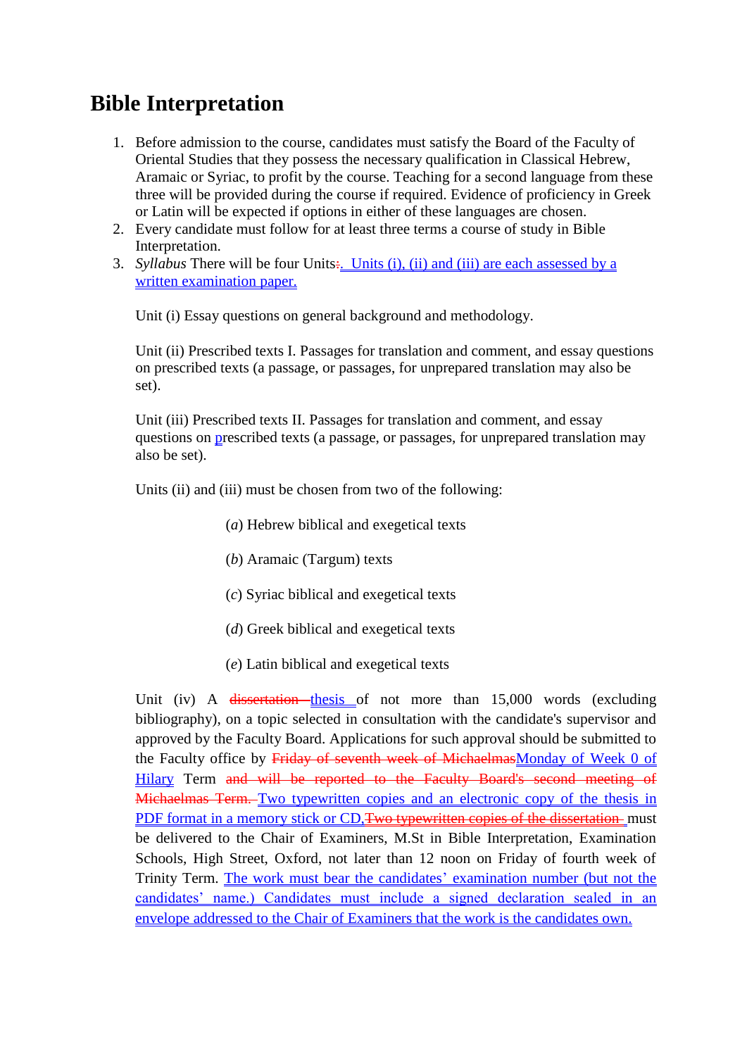# Bible Interpretation

1. Before admission to the course, candidates must satisfy the Board of the Faculty of Oriental Studies that they possess the necessary qualification in Classical Hebrew, Aramaic or Syriac, to profit by the course. Teaching for a second language from these three will be provided during the course if required. Evidence of proficiency in Greek or Latin will be expected if options in either of these languages are chosen.
2. Every candidate must follow for at least three terms a course of study in Bible Interpretation.
3. *Syllabus* There will be four Units:. Units (i), (ii) and (iii) are each assessed by a written examination paper.

   Unit (i) Essay questions on general background and methodology.

   Unit (ii) Prescribed texts I. Passages for translation and comment, and essay questions on prescribed texts (a passage, or passages, for unprepared translation may also be set).

   Unit (iii) Prescribed texts II. Passages for translation and comment, and essay questions on prescribed texts (a passage, or passages, for unprepared translation may also be set).

   Units (ii) and (iii) must be chosen from two of the following:

   (*a*) Hebrew biblical and exegetical texts

   (*b*) Aramaic (Targum) texts

   (*c*) Syriac biblical and exegetical texts

   (*d*) Greek biblical and exegetical texts

   (*e*) Latin biblical and exegetical texts

   Unit (iv) A ~~dissertation~~ thesis of not more than 15,000 words (excluding bibliography), on a topic selected in consultation with the candidate's supervisor and approved by the Faculty Board. Applications for such approval should be submitted to the Faculty office by ~~Friday of seventh week of Michaelmas~~Monday of Week 0 of Hilary Term ~~and will be reported to the Faculty Board's second meeting of Michaelmas Term.~~ Two typewritten copies and an electronic copy of the thesis in PDF format in a memory stick or CD,~~Two typewritten copies of the dissertation~~ must be delivered to the Chair of Examiners, M.St in Bible Interpretation, Examination Schools, High Street, Oxford, not later than 12 noon on Friday of fourth week of Trinity Term. The work must bear the candidates' examination number (but not the candidates' name.) Candidates must include a signed declaration sealed in an envelope addressed to the Chair of Examiners that the work is the candidates own.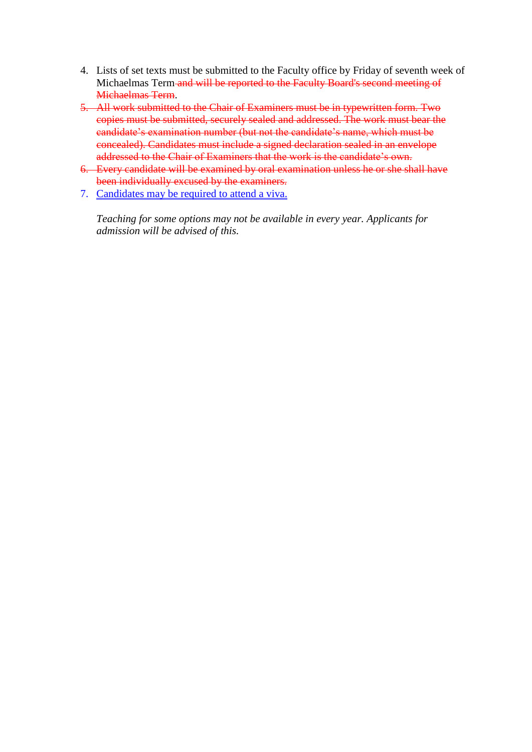4. Lists of set texts must be submitted to the Faculty office by Friday of seventh week of Michaelmas Term ~~and will be reported to the Faculty Board's second meeting of Michaelmas Term~~.
5. ~~All work submitted to the Chair of Examiners must be in typewritten form. Two copies must be submitted, securely sealed and addressed. The work must bear the candidate's examination number (but not the candidate's name, which must be concealed). Candidates must include a signed declaration sealed in an envelope addressed to the Chair of Examiners that the work is the candidate's own.~~
6. ~~Every candidate will be examined by oral examination unless he or she shall have been individually excused by the examiners.~~
7. Candidates may be required to attend a viva.

*Teaching for some options may not be available in every year. Applicants for admission will be advised of this.*